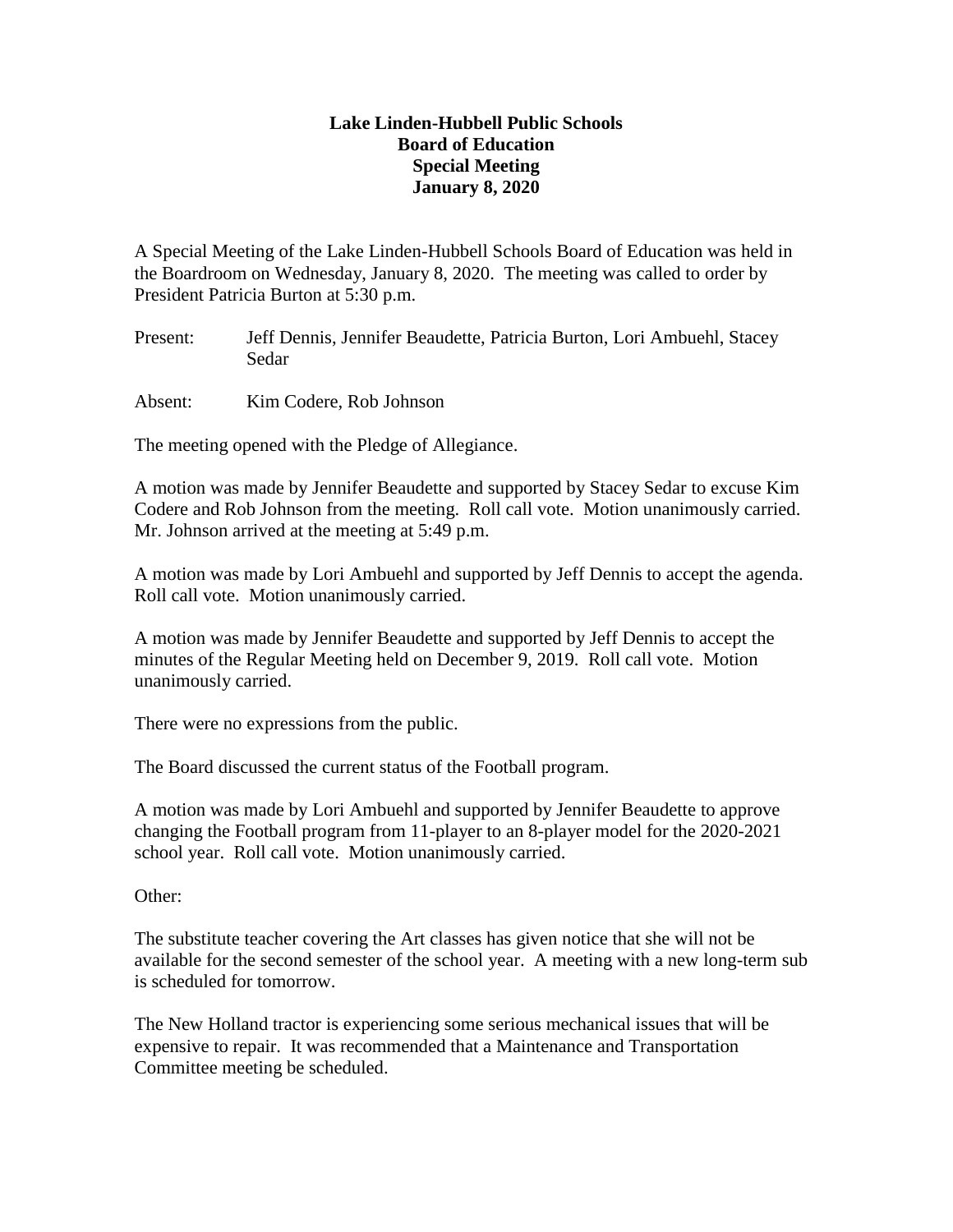**Lake Linden-Hubbell Public Schools**
**Board of Education**
**Special Meeting**
**January 8, 2020**

A Special Meeting of the Lake Linden-Hubbell Schools Board of Education was held in the Boardroom on Wednesday, January 8, 2020. The meeting was called to order by President Patricia Burton at 5:30 p.m.

Present: Jeff Dennis, Jennifer Beaudette, Patricia Burton, Lori Ambuehl, Stacey Sedar

Absent: Kim Codere, Rob Johnson

The meeting opened with the Pledge of Allegiance.

A motion was made by Jennifer Beaudette and supported by Stacey Sedar to excuse Kim Codere and Rob Johnson from the meeting. Roll call vote. Motion unanimously carried. Mr. Johnson arrived at the meeting at 5:49 p.m.

A motion was made by Lori Ambuehl and supported by Jeff Dennis to accept the agenda. Roll call vote. Motion unanimously carried.

A motion was made by Jennifer Beaudette and supported by Jeff Dennis to accept the minutes of the Regular Meeting held on December 9, 2019. Roll call vote. Motion unanimously carried.

There were no expressions from the public.

The Board discussed the current status of the Football program.

A motion was made by Lori Ambuehl and supported by Jennifer Beaudette to approve changing the Football program from 11-player to an 8-player model for the 2020-2021 school year. Roll call vote. Motion unanimously carried.

Other:

The substitute teacher covering the Art classes has given notice that she will not be available for the second semester of the school year. A meeting with a new long-term sub is scheduled for tomorrow.

The New Holland tractor is experiencing some serious mechanical issues that will be expensive to repair. It was recommended that a Maintenance and Transportation Committee meeting be scheduled.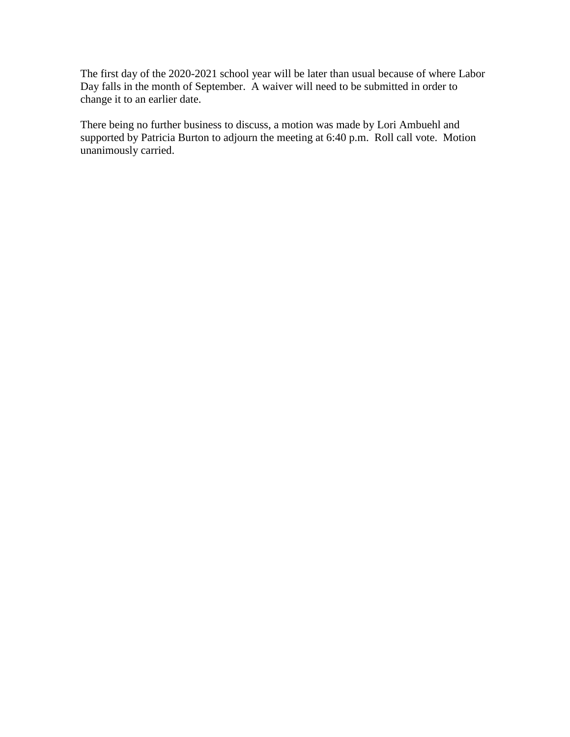The first day of the 2020-2021 school year will be later than usual because of where Labor Day falls in the month of September. A waiver will need to be submitted in order to change it to an earlier date.

There being no further business to discuss, a motion was made by Lori Ambuehl and supported by Patricia Burton to adjourn the meeting at 6:40 p.m. Roll call vote. Motion unanimously carried.